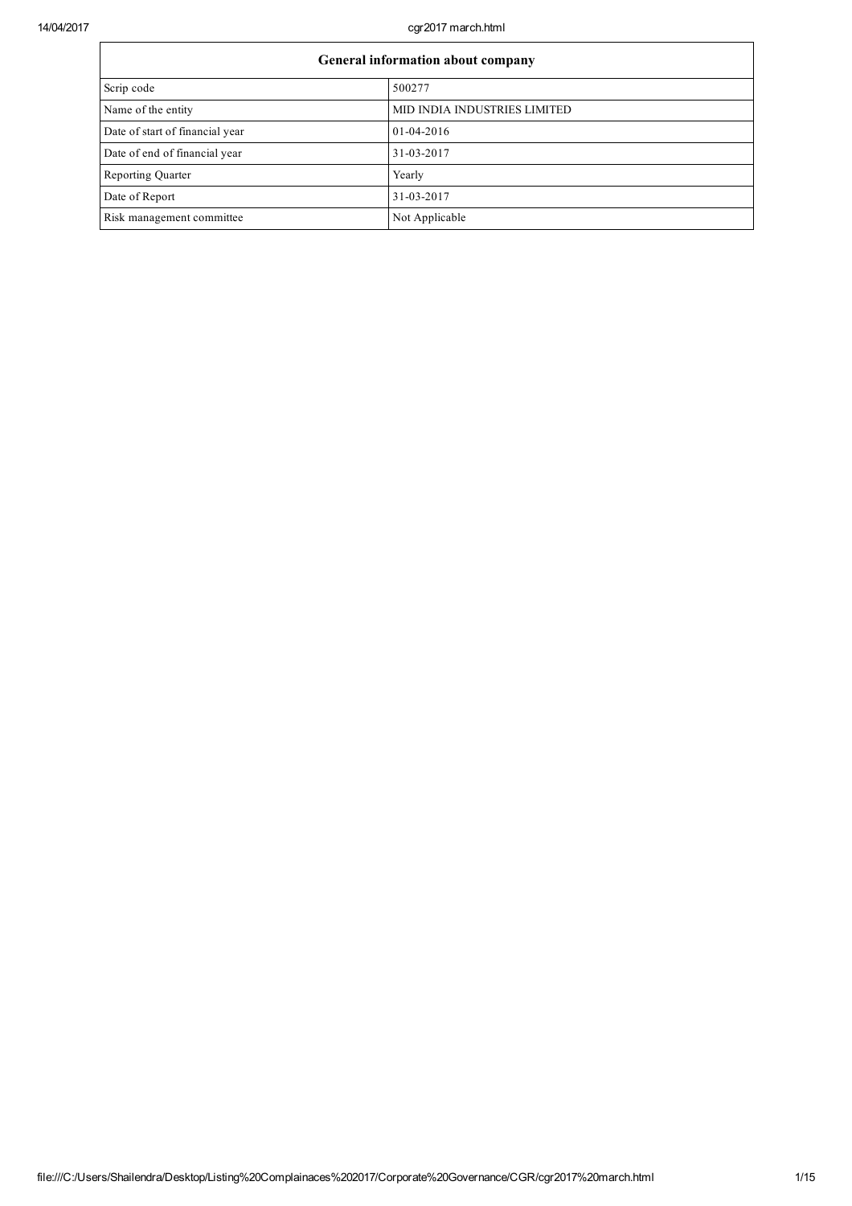| General information about company | |
|---|---|
| Scrip code | 500277 |
| Name of the entity | MID INDIA INDUSTRIES LIMITED |
| Date of start of financial year | 01-04-2016 |
| Date of end of financial year | 31-03-2017 |
| Reporting Quarter | Yearly |
| Date of Report | 31-03-2017 |
| Risk management committee | Not Applicable |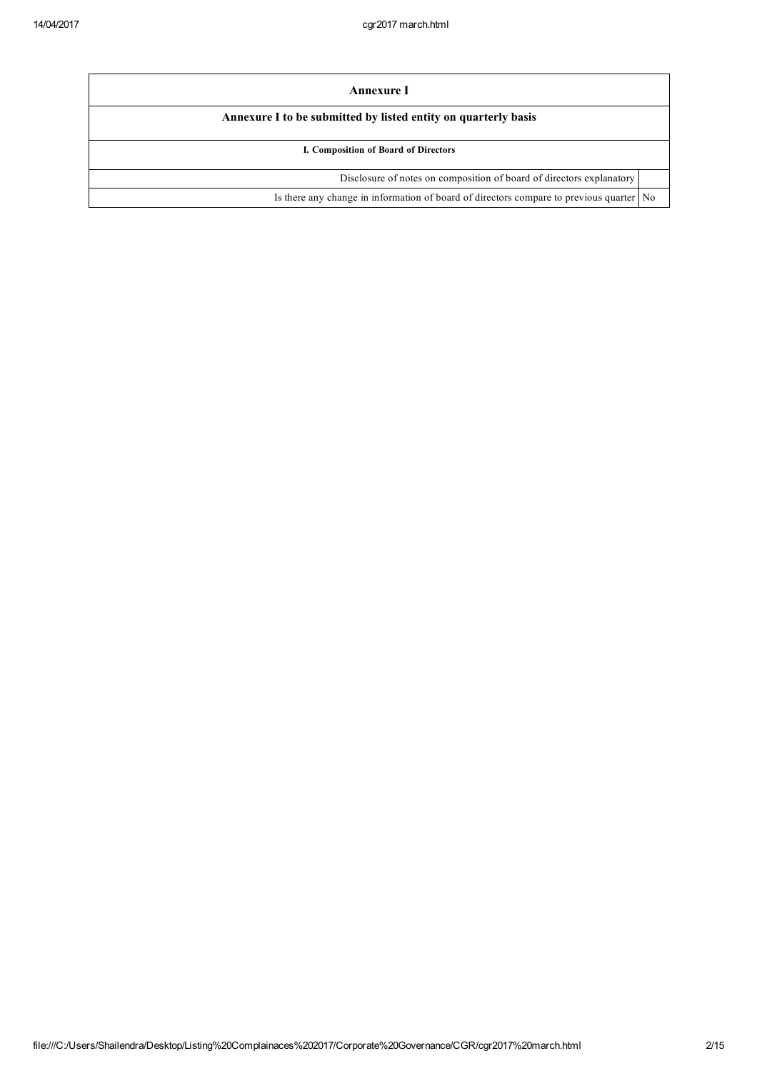| Annexure I | |
|---|---|
| **Annexure I to be submitted by listed entity on quarterly basis** | |
| **I. Composition of Board of Directors** | |
| Disclosure of notes on composition of board of directors explanatory | |
| Is there any change in information of board of directors compare to previous quarter | No |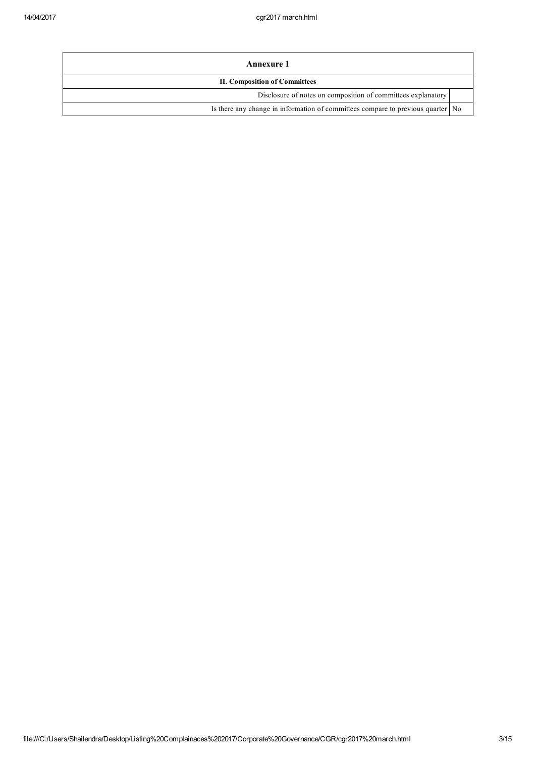| Annexure 1 | |
|---|---|
| **II. Composition of Committees** | |
| Disclosure of notes on composition of committees explanatory | |
| Is there any change in information of committees compare to previous quarter | No |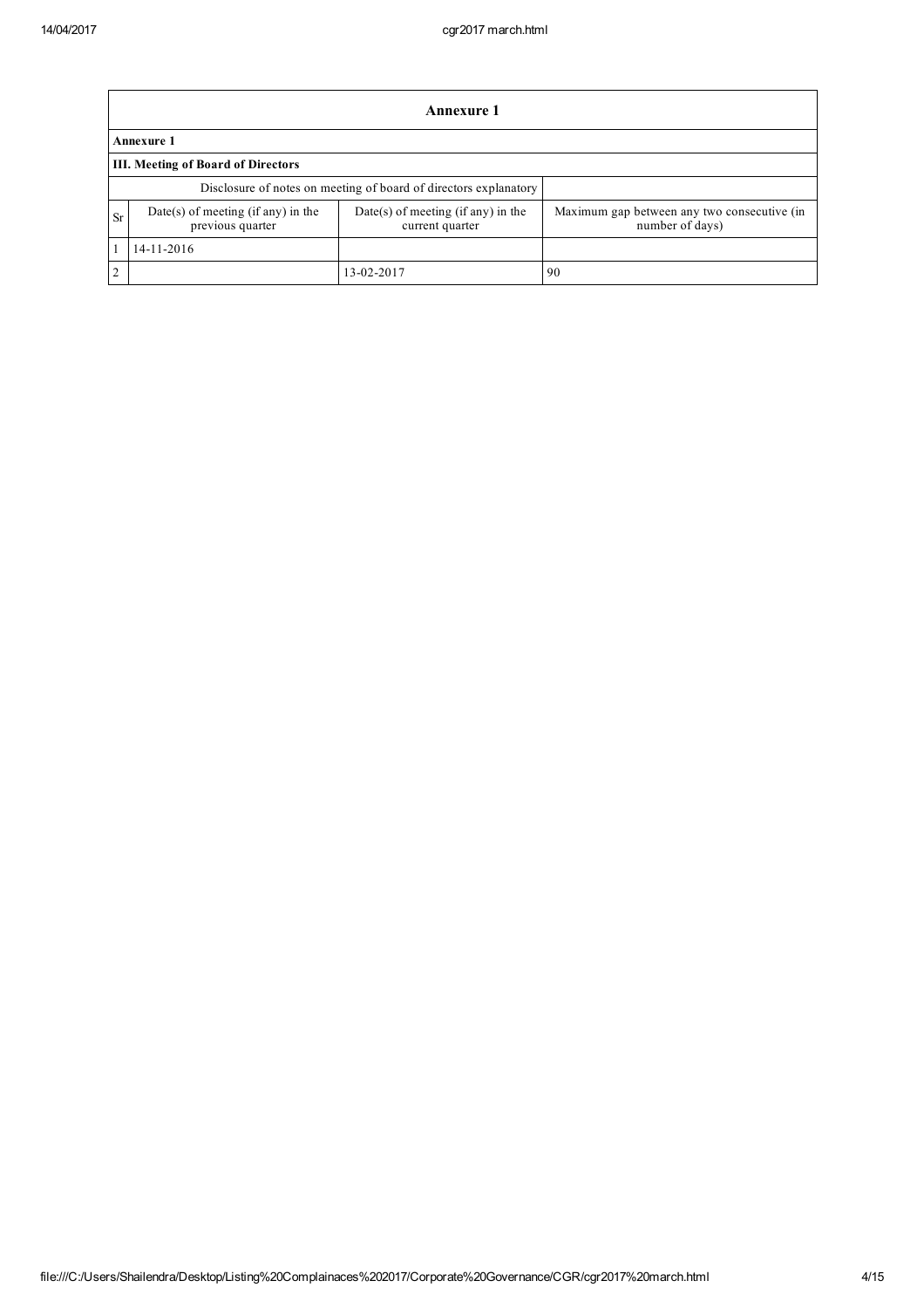| Annexure 1 | | | |
|---|---|---|---|
| **Annexure 1** | | | |
| **III. Meeting of Board of Directors** | | | |
| Disclosure of notes on meeting of board of directors explanatory | | | |
| Sr | Date(s) of meeting (if any) in the previous quarter | Date(s) of meeting (if any) in the current quarter | Maximum gap between any two consecutive (in number of days) |
| 1 | 14-11-2016 | | |
| 2 | | 13-02-2017 | 90 |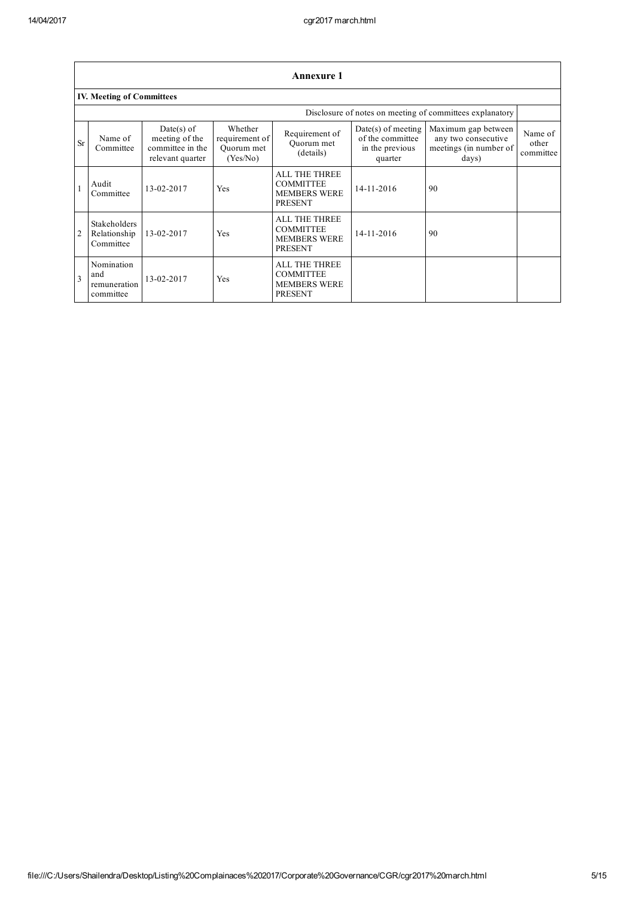## Annexure 1

### IV. Meeting of Committees

Disclosure of notes on meeting of committees explanatory

| Sr | Name of Committee | Date(s) of meeting of the committee in the relevant quarter | Whether requirement of Quorum met (Yes/No) | Requirement of Quorum met (details) | Date(s) of meeting of the committee in the previous quarter | Maximum gap between any two consecutive meetings (in number of days) | Name of other committee |
|---|---|---|---|---|---|---|---|
| 1 | Audit Committee | 13-02-2017 | Yes | ALL THE THREE COMMITTEE MEMBERS WERE PRESENT | 14-11-2016 | 90 | |
| 2 | Stakeholders Relationship Committee | 13-02-2017 | Yes | ALL THE THREE COMMITTEE MEMBERS WERE PRESENT | 14-11-2016 | 90 | |
| 3 | Nomination and remuneration committee | 13-02-2017 | Yes | ALL THE THREE COMMITTEE MEMBERS WERE PRESENT | | | |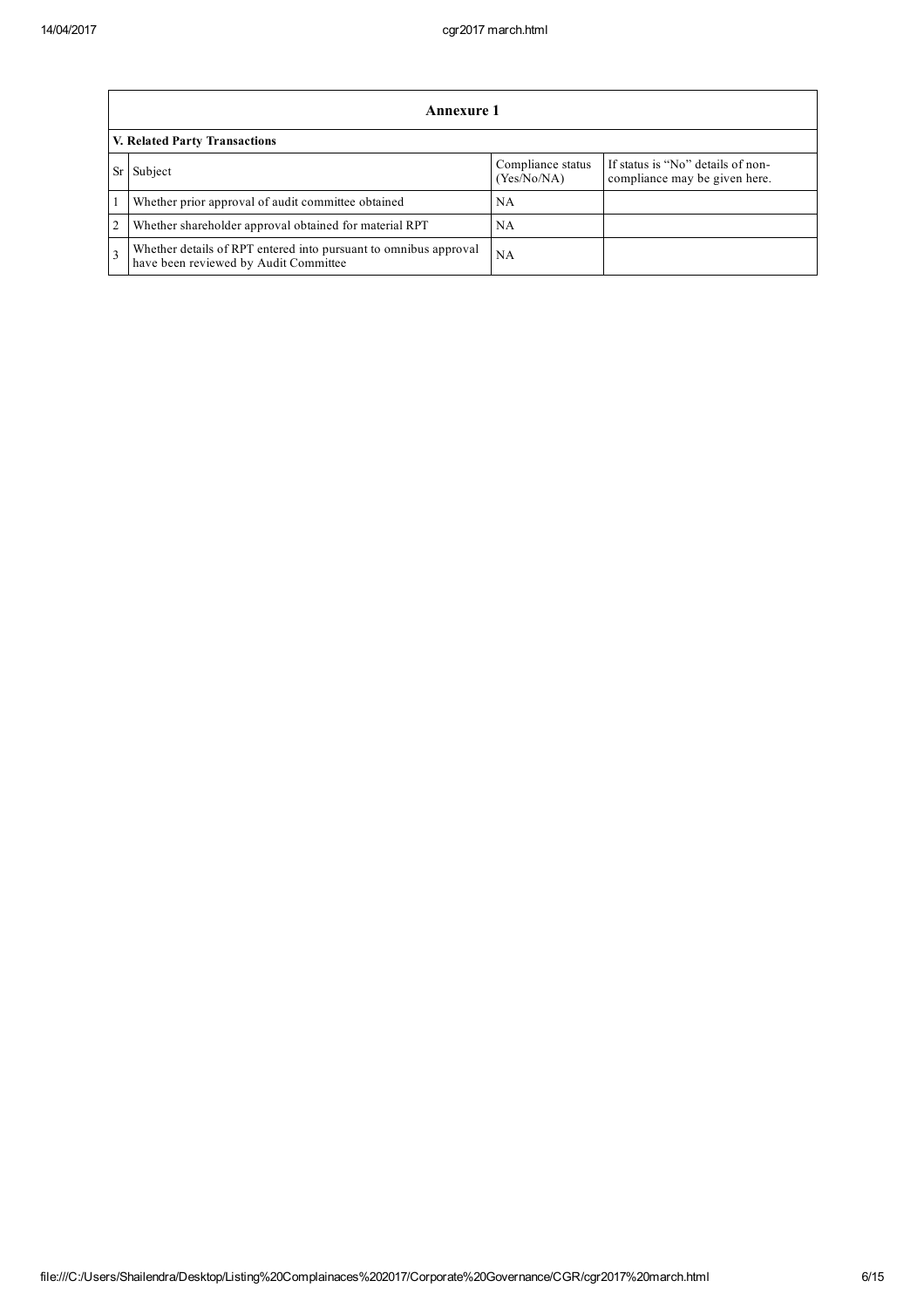## Annexure 1

### V. Related Party Transactions

| Sr | Subject | Compliance status (Yes/No/NA) | If status is "No" details of non-compliance may be given here. |
|---|---|---|---|
| 1 | Whether prior approval of audit committee obtained | NA | |
| 2 | Whether shareholder approval obtained for material RPT | NA | |
| 3 | Whether details of RPT entered into pursuant to omnibus approval have been reviewed by Audit Committee | NA | |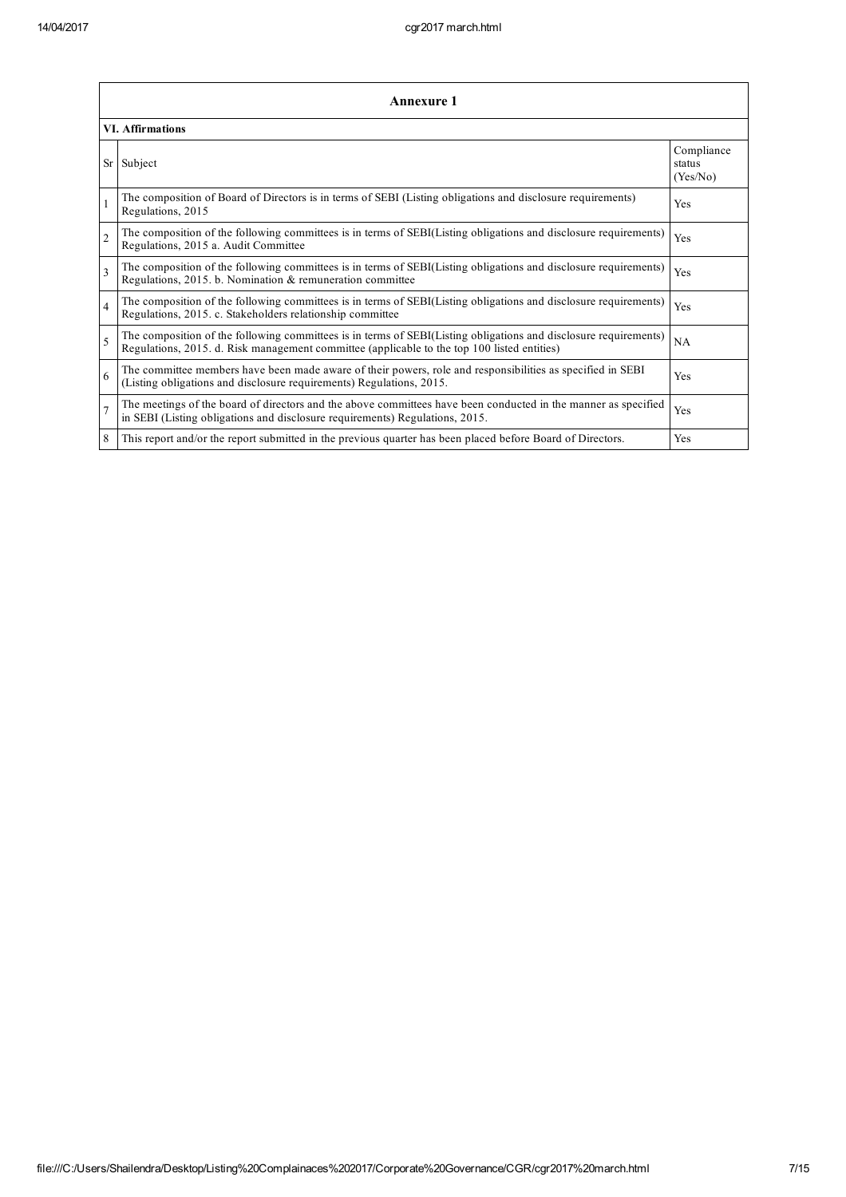## Annexure 1

### VI. Affirmations

| Sr | Subject | Compliance status (Yes/No) |
|---|---|---|
| 1 | The composition of Board of Directors is in terms of SEBI (Listing obligations and disclosure requirements) Regulations, 2015 | Yes |
| 2 | The composition of the following committees is in terms of SEBI(Listing obligations and disclosure requirements) Regulations, 2015 a. Audit Committee | Yes |
| 3 | The composition of the following committees is in terms of SEBI(Listing obligations and disclosure requirements) Regulations, 2015. b. Nomination & remuneration committee | Yes |
| 4 | The composition of the following committees is in terms of SEBI(Listing obligations and disclosure requirements) Regulations, 2015. c. Stakeholders relationship committee | Yes |
| 5 | The composition of the following committees is in terms of SEBI(Listing obligations and disclosure requirements) Regulations, 2015. d. Risk management committee (applicable to the top 100 listed entities) | NA |
| 6 | The committee members have been made aware of their powers, role and responsibilities as specified in SEBI (Listing obligations and disclosure requirements) Regulations, 2015. | Yes |
| 7 | The meetings of the board of directors and the above committees have been conducted in the manner as specified in SEBI (Listing obligations and disclosure requirements) Regulations, 2015. | Yes |
| 8 | This report and/or the report submitted in the previous quarter has been placed before Board of Directors. | Yes |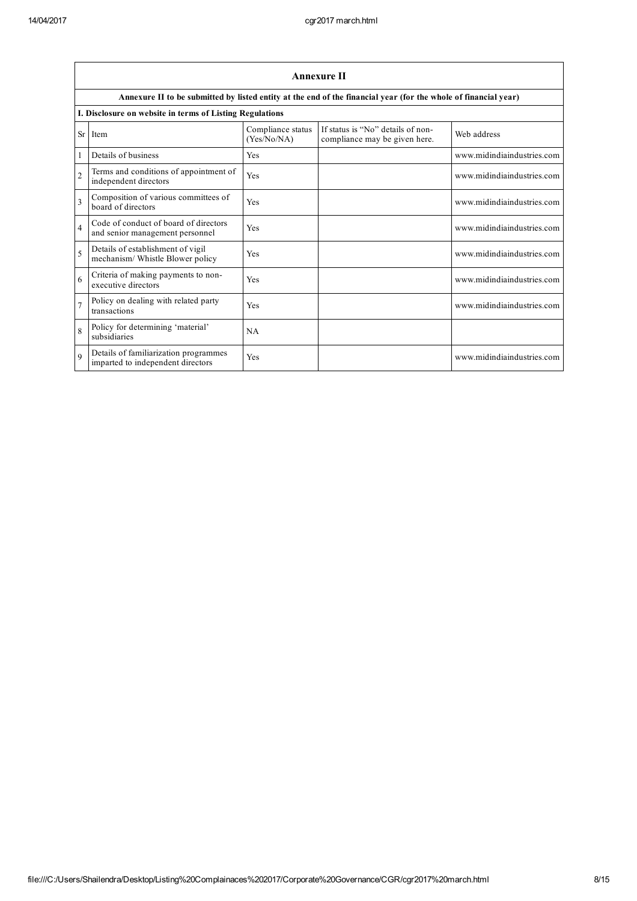## Annexure II

**Annexure II to be submitted by listed entity at the end of the financial year (for the whole of financial year)**

**I. Disclosure on website in terms of Listing Regulations**

| Sr | Item | Compliance status (Yes/No/NA) | If status is "No" details of non-compliance may be given here. | Web address |
|---|---|---|---|---|
| 1 | Details of business | Yes | | www.midindiaindustries.com |
| 2 | Terms and conditions of appointment of independent directors | Yes | | www.midindiaindustries.com |
| 3 | Composition of various committees of board of directors | Yes | | www.midindiaindustries.com |
| 4 | Code of conduct of board of directors and senior management personnel | Yes | | www.midindiaindustries.com |
| 5 | Details of establishment of vigil mechanism/ Whistle Blower policy | Yes | | www.midindiaindustries.com |
| 6 | Criteria of making payments to non-executive directors | Yes | | www.midindiaindustries.com |
| 7 | Policy on dealing with related party transactions | Yes | | www.midindiaindustries.com |
| 8 | Policy for determining 'material' subsidiaries | NA | | |
| 9 | Details of familiarization programmes imparted to independent directors | Yes | | www.midindiaindustries.com |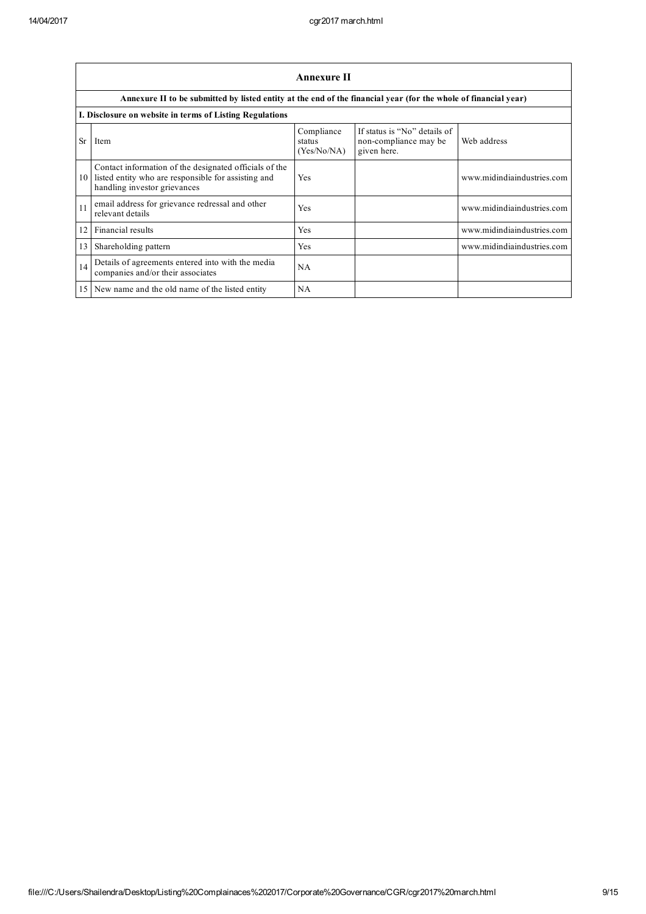## Annexure II

**Annexure II to be submitted by listed entity at the end of the financial year (for the whole of financial year)**

**I. Disclosure on website in terms of Listing Regulations**

| Sr | Item | Compliance status (Yes/No/NA) | If status is "No" details of non-compliance may be given here. | Web address |
|---|---|---|---|---|
| 10 | Contact information of the designated officials of the listed entity who are responsible for assisting and handling investor grievances | Yes | | www.midindiaindustries.com |
| 11 | email address for grievance redressal and other relevant details | Yes | | www.midindiaindustries.com |
| 12 | Financial results | Yes | | www.midindiaindustries.com |
| 13 | Shareholding pattern | Yes | | www.midindiaindustries.com |
| 14 | Details of agreements entered into with the media companies and/or their associates | NA | | |
| 15 | New name and the old name of the listed entity | NA | | |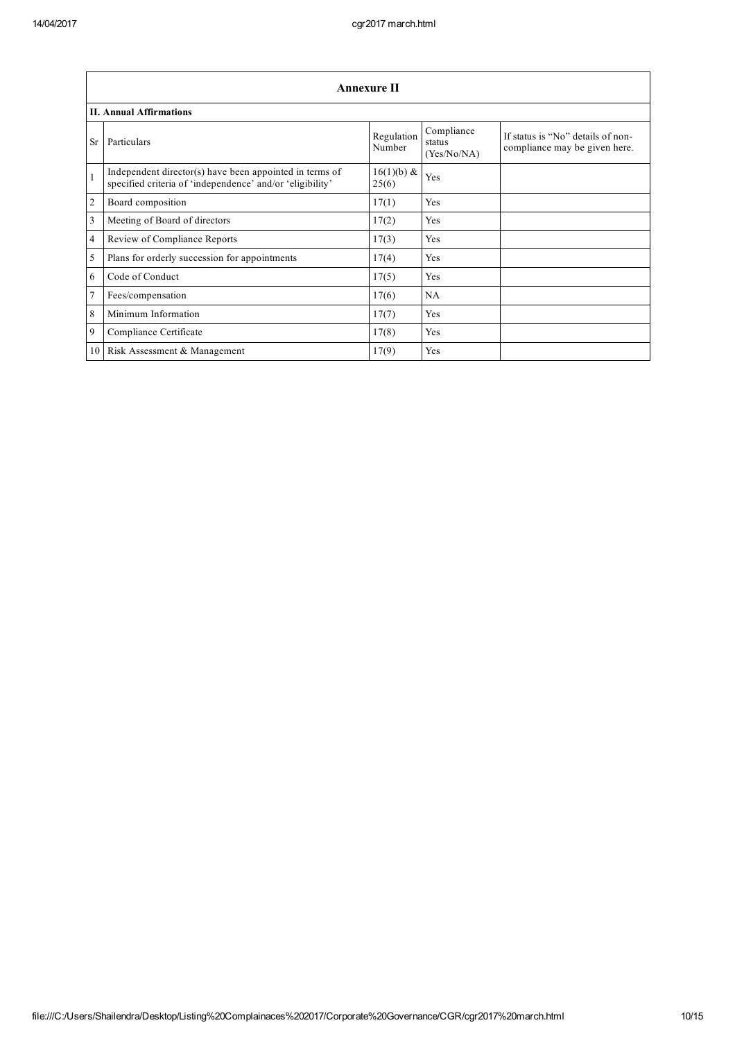## Annexure II

### II. Annual Affirmations

| Sr | Particulars | Regulation Number | Compliance status (Yes/No/NA) | If status is "No" details of non-compliance may be given here. |
|---|---|---|---|---|
| 1 | Independent director(s) have been appointed in terms of specified criteria of 'independence' and/or 'eligibility' | 16(1)(b) & 25(6) | Yes | |
| 2 | Board composition | 17(1) | Yes | |
| 3 | Meeting of Board of directors | 17(2) | Yes | |
| 4 | Review of Compliance Reports | 17(3) | Yes | |
| 5 | Plans for orderly succession for appointments | 17(4) | Yes | |
| 6 | Code of Conduct | 17(5) | Yes | |
| 7 | Fees/compensation | 17(6) | NA | |
| 8 | Minimum Information | 17(7) | Yes | |
| 9 | Compliance Certificate | 17(8) | Yes | |
| 10 | Risk Assessment & Management | 17(9) | Yes | |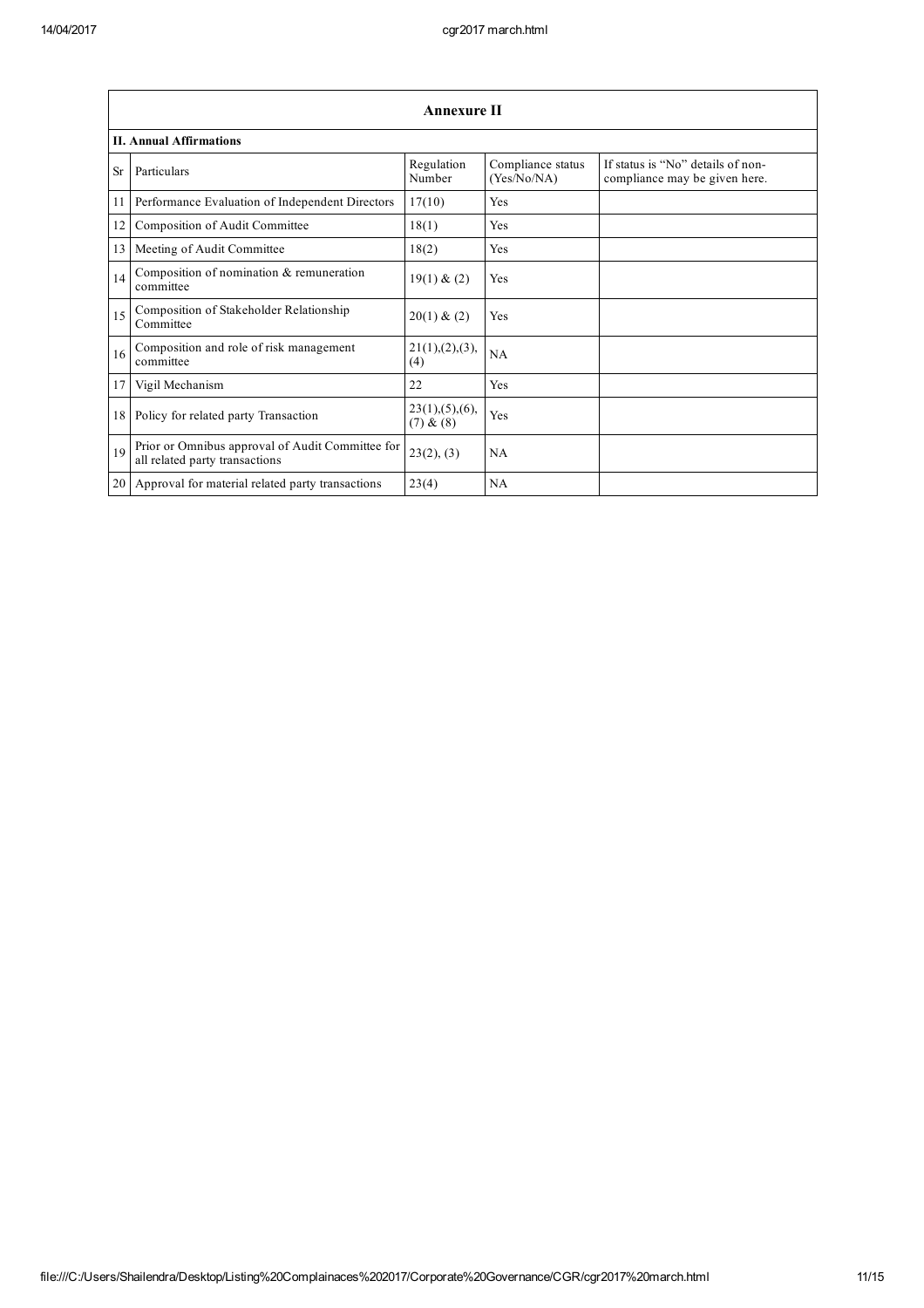## Annexure II

### II. Annual Affirmations

| Sr | Particulars | Regulation Number | Compliance status (Yes/No/NA) | If status is "No" details of non-compliance may be given here. |
|---|---|---|---|---|
| 11 | Performance Evaluation of Independent Directors | 17(10) | Yes | |
| 12 | Composition of Audit Committee | 18(1) | Yes | |
| 13 | Meeting of Audit Committee | 18(2) | Yes | |
| 14 | Composition of nomination & remuneration committee | 19(1) & (2) | Yes | |
| 15 | Composition of Stakeholder Relationship Committee | 20(1) & (2) | Yes | |
| 16 | Composition and role of risk management committee | 21(1),(2),(3),(4) | NA | |
| 17 | Vigil Mechanism | 22 | Yes | |
| 18 | Policy for related party Transaction | 23(1),(5),(6),(7) & (8) | Yes | |
| 19 | Prior or Omnibus approval of Audit Committee for all related party transactions | 23(2), (3) | NA | |
| 20 | Approval for material related party transactions | 23(4) | NA | |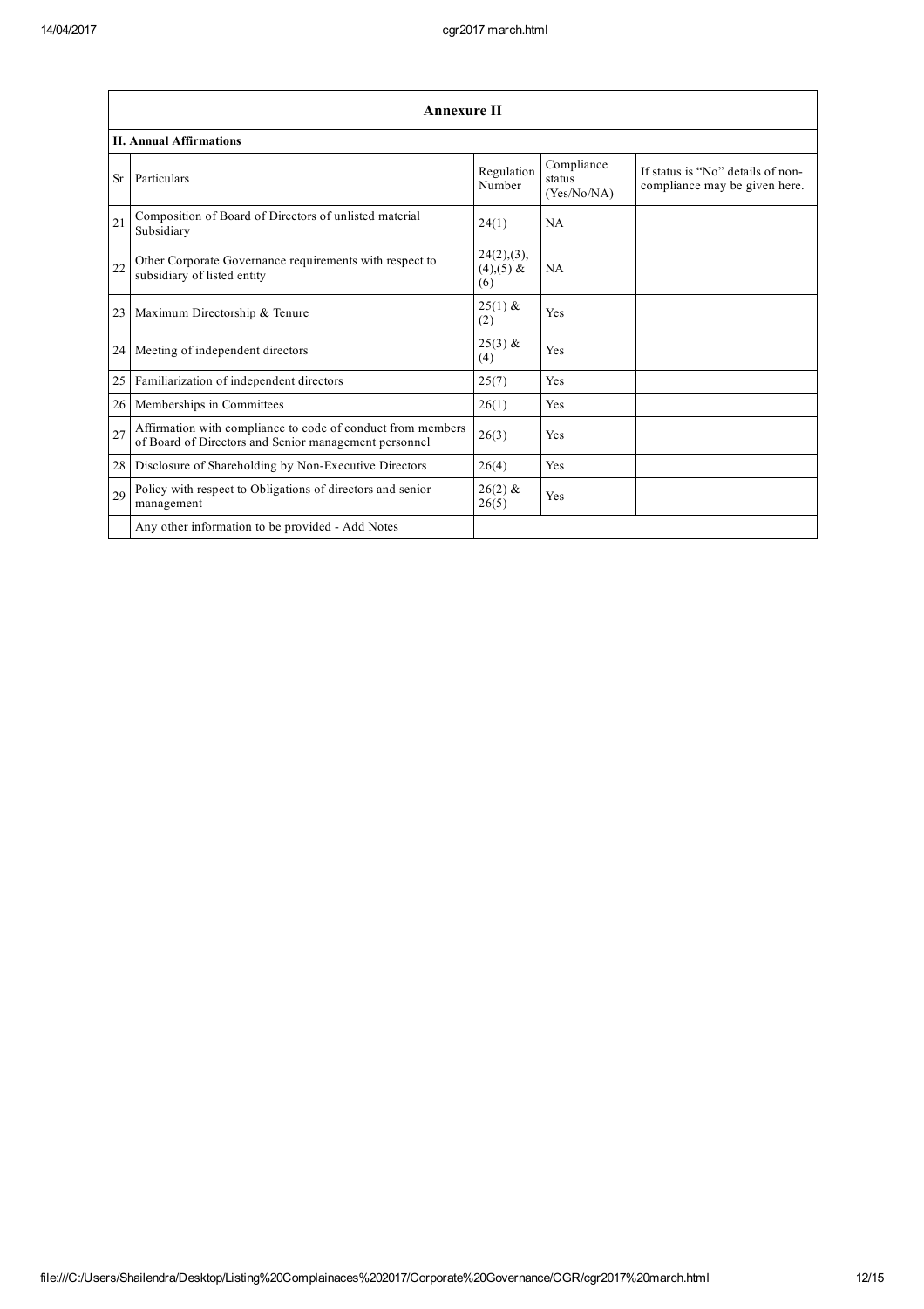## Annexure II

### II. Annual Affirmations

| Sr | Particulars | Regulation Number | Compliance status (Yes/No/NA) | If status is "No" details of non-compliance may be given here. |
|---|---|---|---|---|
| 21 | Composition of Board of Directors of unlisted material Subsidiary | 24(1) | NA | |
| 22 | Other Corporate Governance requirements with respect to subsidiary of listed entity | 24(2),(3),(4),(5) & (6) | NA | |
| 23 | Maximum Directorship & Tenure | 25(1) & (2) | Yes | |
| 24 | Meeting of independent directors | 25(3) & (4) | Yes | |
| 25 | Familiarization of independent directors | 25(7) | Yes | |
| 26 | Memberships in Committees | 26(1) | Yes | |
| 27 | Affirmation with compliance to code of conduct from members of Board of Directors and Senior management personnel | 26(3) | Yes | |
| 28 | Disclosure of Shareholding by Non-Executive Directors | 26(4) | Yes | |
| 29 | Policy with respect to Obligations of directors and senior management | 26(2) & 26(5) | Yes | |
| | Any other information to be provided - Add Notes | | | |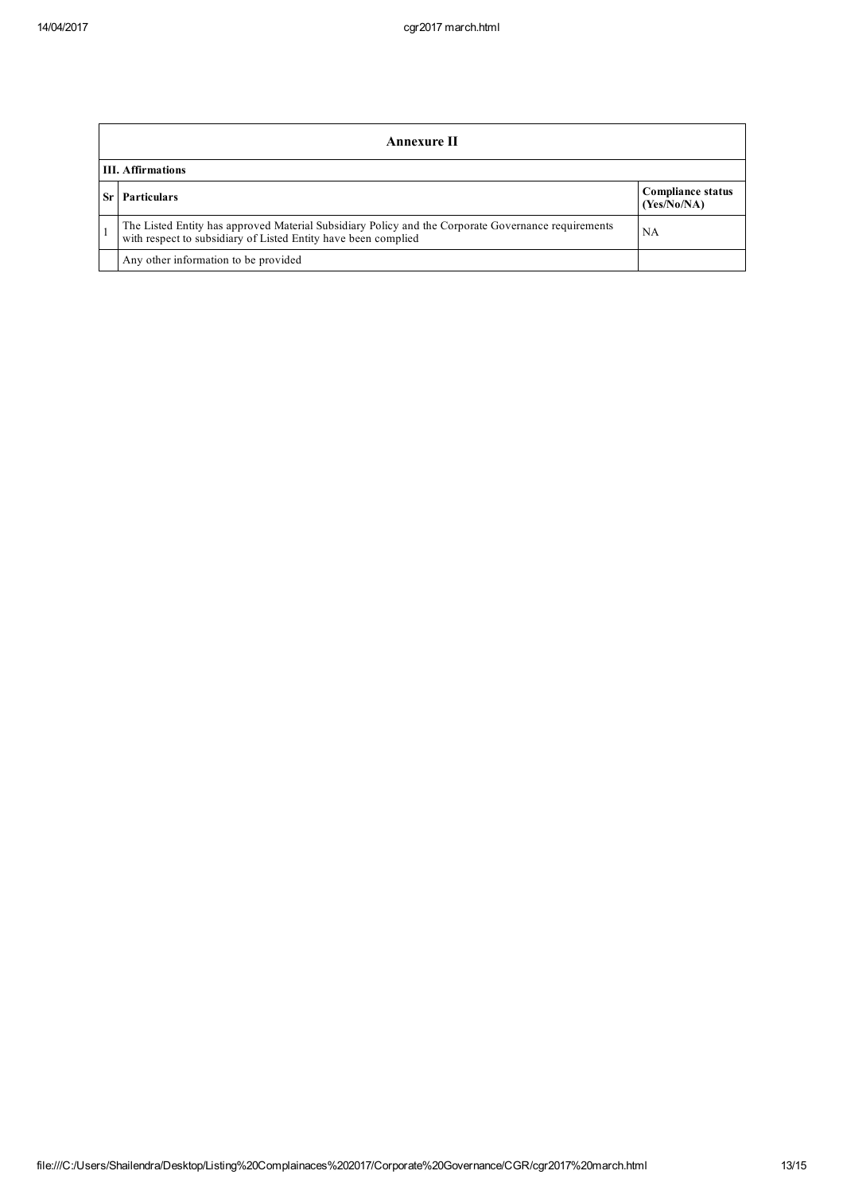| Annexure II | | |
|---|---|---|
| **III. Affirmations** | | |
| **Sr** | **Particulars** | **Compliance status (Yes/No/NA)** |
| 1 | The Listed Entity has approved Material Subsidiary Policy and the Corporate Governance requirements with respect to subsidiary of Listed Entity have been complied | NA |
| | Any other information to be provided | |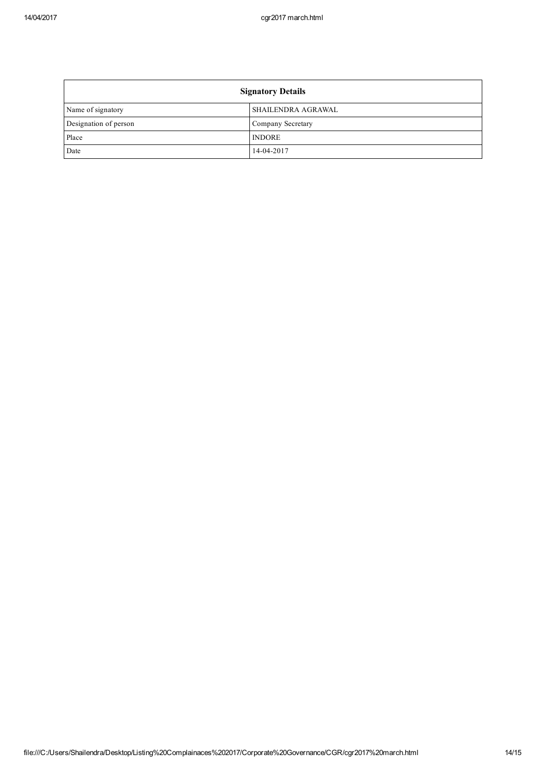| Signatory Details | |
|---|---|
| Name of signatory | SHAILENDRA AGRAWAL |
| Designation of person | Company Secretary |
| Place | INDORE |
| Date | 14-04-2017 |